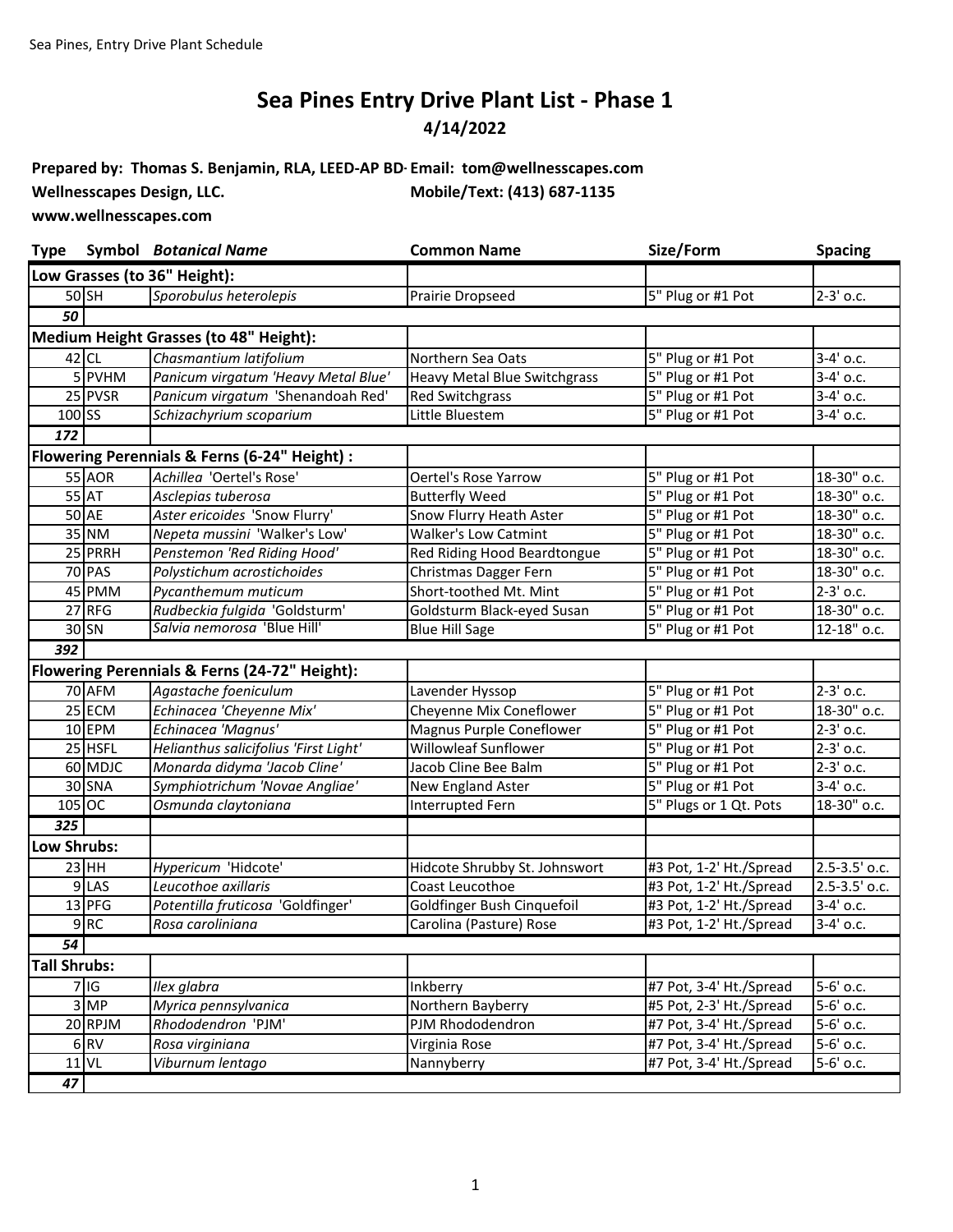# Sea Pines Entry Drive Plant List - Phase 1

**4/14/2022**

**Prepared by: Thomas S. Benjamin, RLA, LEED-AP BD+C** **Email: tom@wellnesscapes.com**
**Wellnesscapes Design, LLC.** **Mobile/Text: (413) 687-1135**
**www.wellnesscapes.com**

| Type | Symbol | *Botanical Name* | Common Name | Size/Form | Spacing |
|---|---|---|---|---|---|
| **Low Grasses (to 36" Height):** | | | | | |
| 50 | SH | *Sporobulus heterolepis* | Prairie Dropseed | 5" Plug or #1 Pot | 2-3' o.c. |
| ***50*** | | | | | |
| **Medium Height Grasses (to 48" Height):** | | | | | |
| 42 | CL | *Chasmantium latifolium* | Northern Sea Oats | 5" Plug or #1 Pot | 3-4' o.c. |
| 5 | PVHM | *Panicum virgatum 'Heavy Metal Blue'* | Heavy Metal Blue Switchgrass | 5" Plug or #1 Pot | 3-4' o.c. |
| 25 | PVSR | *Panicum virgatum* 'Shenandoah Red' | Red Switchgrass | 5" Plug or #1 Pot | 3-4' o.c. |
| 100 | SS | *Schizachyrium scoparium* | Little Bluestem | 5" Plug or #1 Pot | 3-4' o.c. |
| ***172*** | | | | | |
| **Flowering Perennials & Ferns (6-24" Height) :** | | | | | |
| 55 | AOR | *Achillea* 'Oertel's Rose' | Oertel's Rose Yarrow | 5" Plug or #1 Pot | 18-30" o.c. |
| 55 | AT | *Asclepias tuberosa* | Butterfly Weed | 5" Plug or #1 Pot | 18-30" o.c. |
| 50 | AE | *Aster ericoides* 'Snow Flurry' | Snow Flurry Heath Aster | 5" Plug or #1 Pot | 18-30" o.c. |
| 35 | NM | *Nepeta mussini* 'Walker's Low' | Walker's Low Catmint | 5" Plug or #1 Pot | 18-30" o.c. |
| 25 | PRRH | *Penstemon 'Red Riding Hood'* | Red Riding Hood Beardtongue | 5" Plug or #1 Pot | 18-30" o.c. |
| 70 | PAS | *Polystichum acrostichoides* | Christmas Dagger Fern | 5" Plug or #1 Pot | 18-30" o.c. |
| 45 | PMM | *Pycanthemum muticum* | Short-toothed Mt. Mint | 5" Plug or #1 Pot | 2-3' o.c. |
| 27 | RFG | *Rudbeckia fulgida* 'Goldsturm' | Goldsturm Black-eyed Susan | 5" Plug or #1 Pot | 18-30" o.c. |
| 30 | SN | *Salvia nemorosa* 'Blue Hill' | Blue Hill Sage | 5" Plug or #1 Pot | 12-18" o.c. |
| ***392*** | | | | | |
| **Flowering Perennials & Ferns (24-72" Height):** | | | | | |
| 70 | AFM | *Agastache foeniculum* | Lavender Hyssop | 5" Plug or #1 Pot | 2-3' o.c. |
| 25 | ECM | *Echinacea 'Cheyenne Mix'* | Cheyenne Mix Coneflower | 5" Plug or #1 Pot | 18-30" o.c. |
| 10 | EPM | *Echinacea 'Magnus'* | Magnus Purple Coneflower | 5" Plug or #1 Pot | 2-3' o.c. |
| 25 | HSFL | *Helianthus salicifolius 'First Light'* | Willowleaf Sunflower | 5" Plug or #1 Pot | 2-3' o.c. |
| 60 | MDJC | *Monarda didyma 'Jacob Cline'* | Jacob Cline Bee Balm | 5" Plug or #1 Pot | 2-3' o.c. |
| 30 | SNA | *Symphiotrichum 'Novae Angliae'* | New England Aster | 5" Plug or #1 Pot | 3-4' o.c. |
| 105 | OC | *Osmunda claytoniana* | Interrupted Fern | 5" Plugs or 1 Qt. Pots | 18-30" o.c. |
| ***325*** | | | | | |
| **Low Shrubs:** | | | | | |
| 23 | HH | *Hypericum* 'Hidcote' | Hidcote Shrubby St. Johnswort | #3 Pot, 1-2' Ht./Spread | 2.5-3.5' o.c. |
| 9 | LAS | *Leucothoe axillaris* | Coast Leucothoe | #3 Pot, 1-2' Ht./Spread | 2.5-3.5' o.c. |
| 13 | PFG | *Potentilla fruticosa* 'Goldfinger' | Goldfinger Bush Cinquefoil | #3 Pot, 1-2' Ht./Spread | 3-4' o.c. |
| 9 | RC | *Rosa caroliniana* | Carolina (Pasture) Rose | #3 Pot, 1-2' Ht./Spread | 3-4' o.c. |
| ***54*** | | | | | |
| **Tall Shrubs:** | | | | | |
| 7 | IG | *Ilex glabra* | Inkberry | #7 Pot, 3-4' Ht./Spread | 5-6' o.c. |
| 3 | MP | *Myrica pennsylvanica* | Northern Bayberry | #5 Pot, 2-3' Ht./Spread | 5-6' o.c. |
| 20 | RPJM | *Rhododendron* 'PJM' | PJM Rhododendron | #7 Pot, 3-4' Ht./Spread | 5-6' o.c. |
| 6 | RV | *Rosa virginiana* | Virginia Rose | #7 Pot, 3-4' Ht./Spread | 5-6' o.c. |
| 11 | VL | *Viburnum lentago* | Nannyberry | #7 Pot, 3-4' Ht./Spread | 5-6' o.c. |
| ***47*** | | | | | |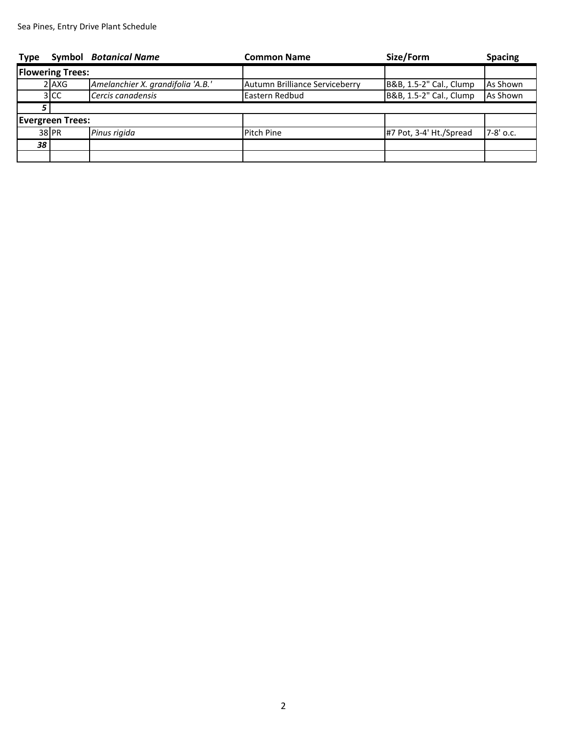Sea Pines, Entry Drive Plant Schedule

| Type | Symbol | *Botanical Name* | Common Name | Size/Form | Spacing |
|---|---|---|---|---|---|
| **Flowering Trees:** | | | | | |
| 2 | AXG | *Amelanchier X. grandifolia 'A.B.'* | Autumn Brilliance Serviceberry | B&B, 1.5-2" Cal., Clump | As Shown |
| 3 | CC | *Cercis canadensis* | Eastern Redbud | B&B, 1.5-2" Cal., Clump | As Shown |
| ***5*** | | | | | |
| **Evergreen Trees:** | | | | | |
| 38 | PR | *Pinus rigida* | Pitch Pine | #7 Pot, 3-4' Ht./Spread | 7-8' o.c. |
| ***38*** | | | | | |
| | | | | | |